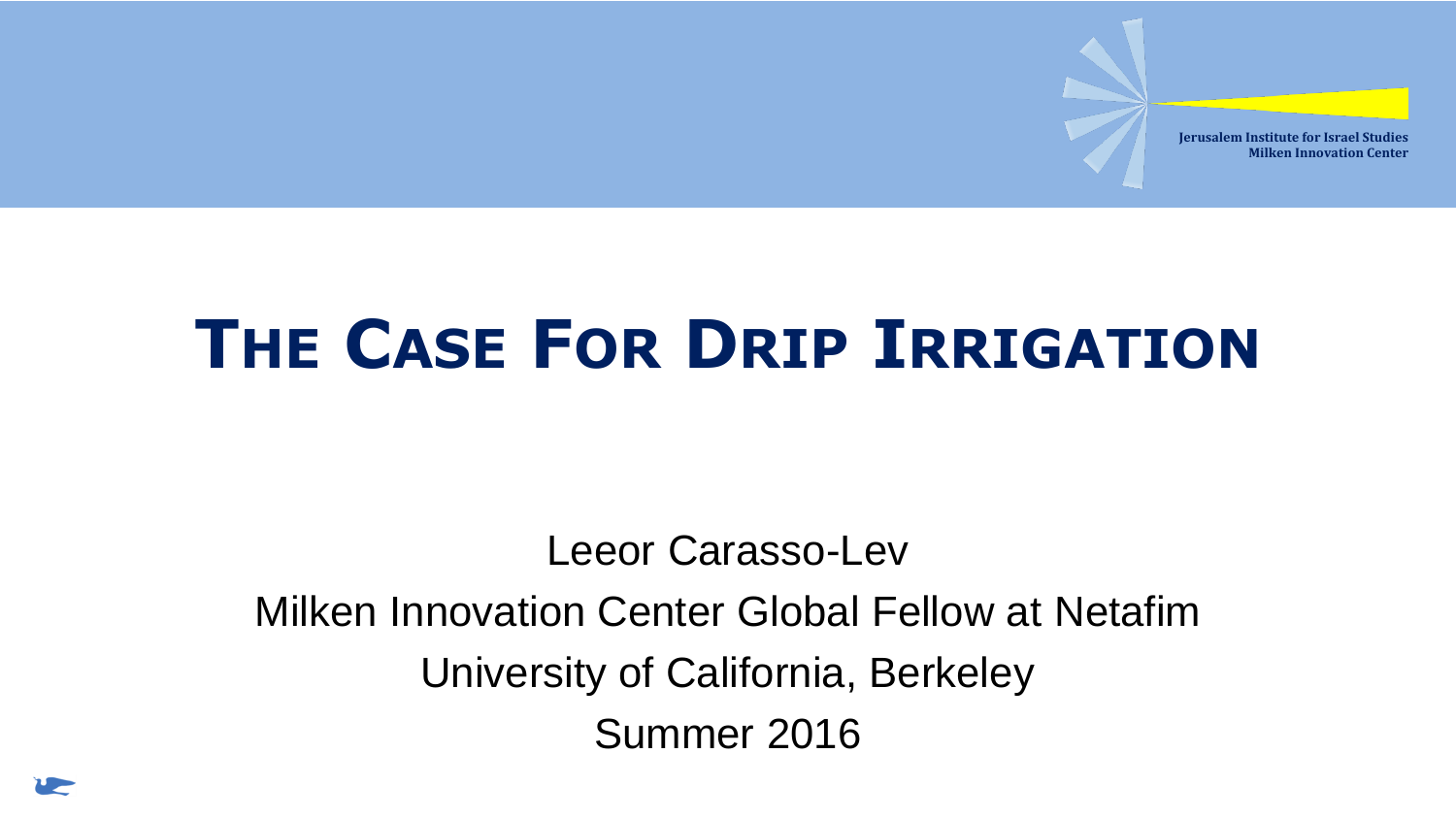Jerusalem Institute for Israel Studies
Milken Innovation Center

# THE CASE FOR DRIP IRRIGATION

Leeor Carasso-Lev

Milken Innovation Center Global Fellow at Netafim

University of California, Berkeley

Summer 2016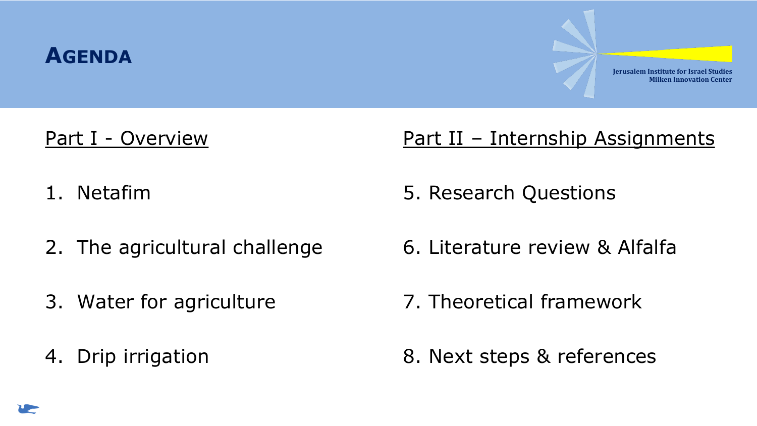# AGENDA

Jerusalem Institute for Israel Studies
Milken Innovation Center

## Part I - Overview

1. Netafim
2. The agricultural challenge
3. Water for agriculture
4. Drip irrigation

## Part II – Internship Assignments

5. Research Questions
6. Literature review & Alfalfa
7. Theoretical framework
8. Next steps & references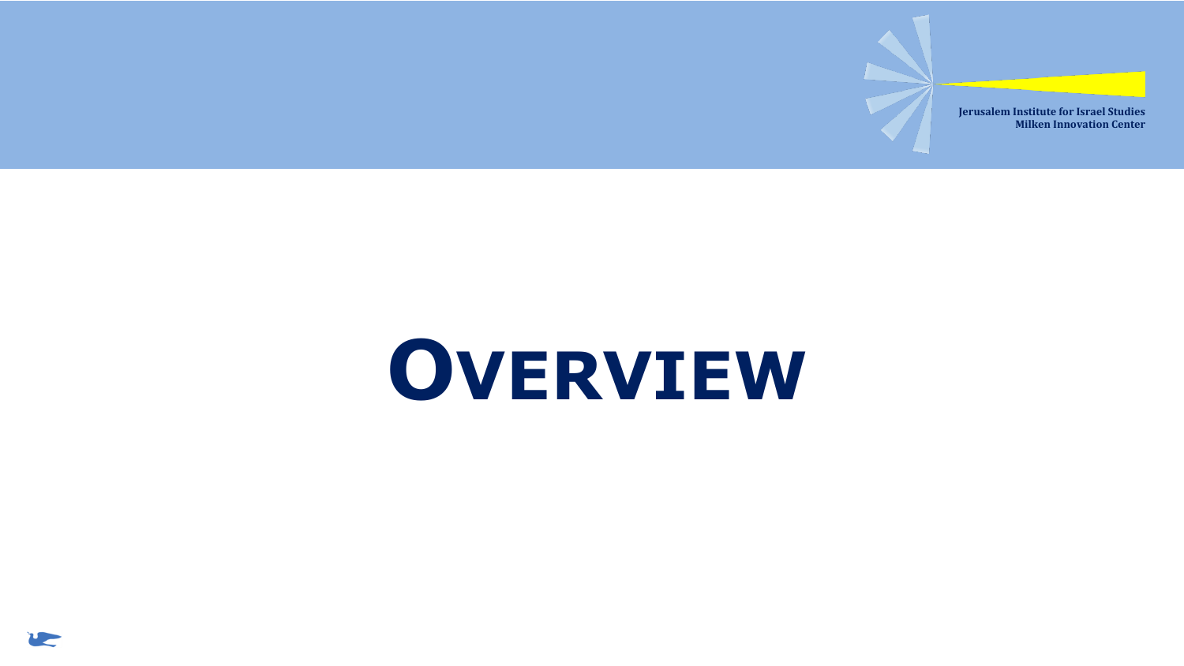# Overview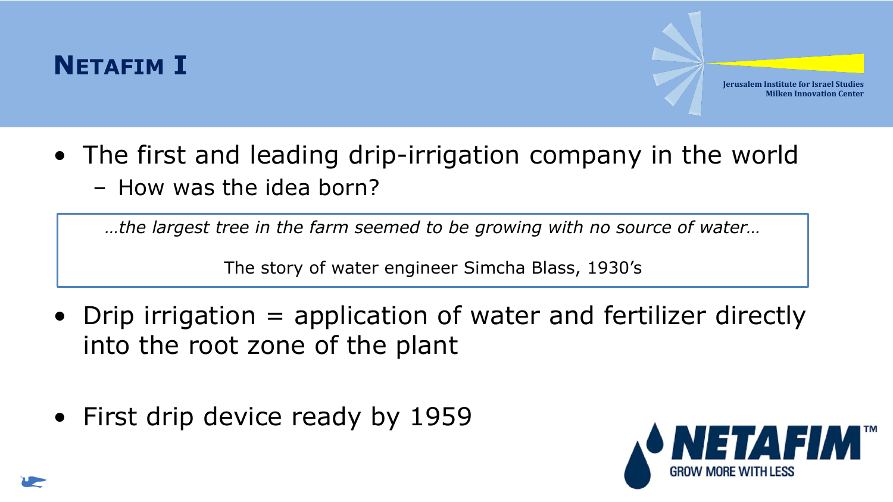# Netafim I

- The first and leading drip-irrigation company in the world
  - How was the idea born?

> *…the largest tree in the farm seemed to be growing with no source of water…*
>
> The story of water engineer Simcha Blass, 1930's

- Drip irrigation = application of water and fertilizer directly into the root zone of the plant

- First drip device ready by 1959

NETAFIM™

GROW MORE WITH LESS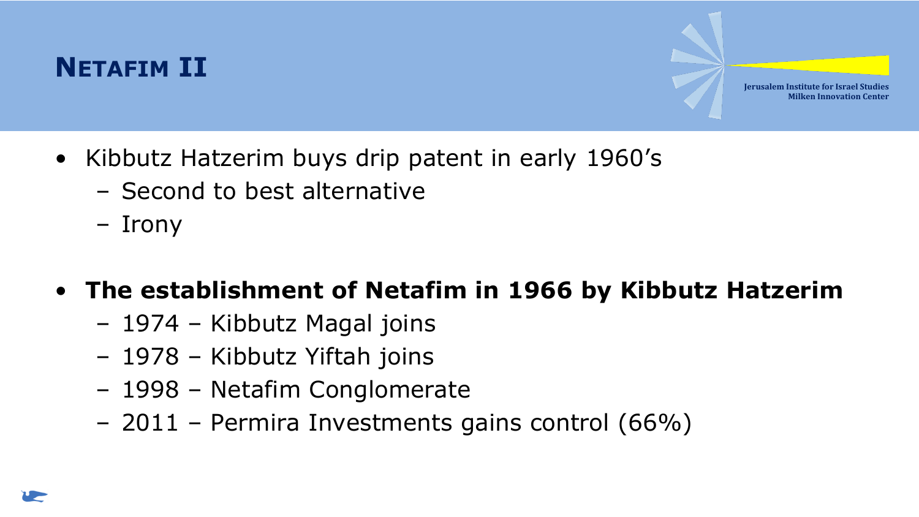# Netafim II

- Kibbutz Hatzerim buys drip patent in early 1960’s
  - Second to best alternative
  - Irony
- **The establishment of Netafim in 1966 by Kibbutz Hatzerim**
  - 1974 – Kibbutz Magal joins
  - 1978 – Kibbutz Yiftah joins
  - 1998 – Netafim Conglomerate
  - 2011 – Permira Investments gains control (66%)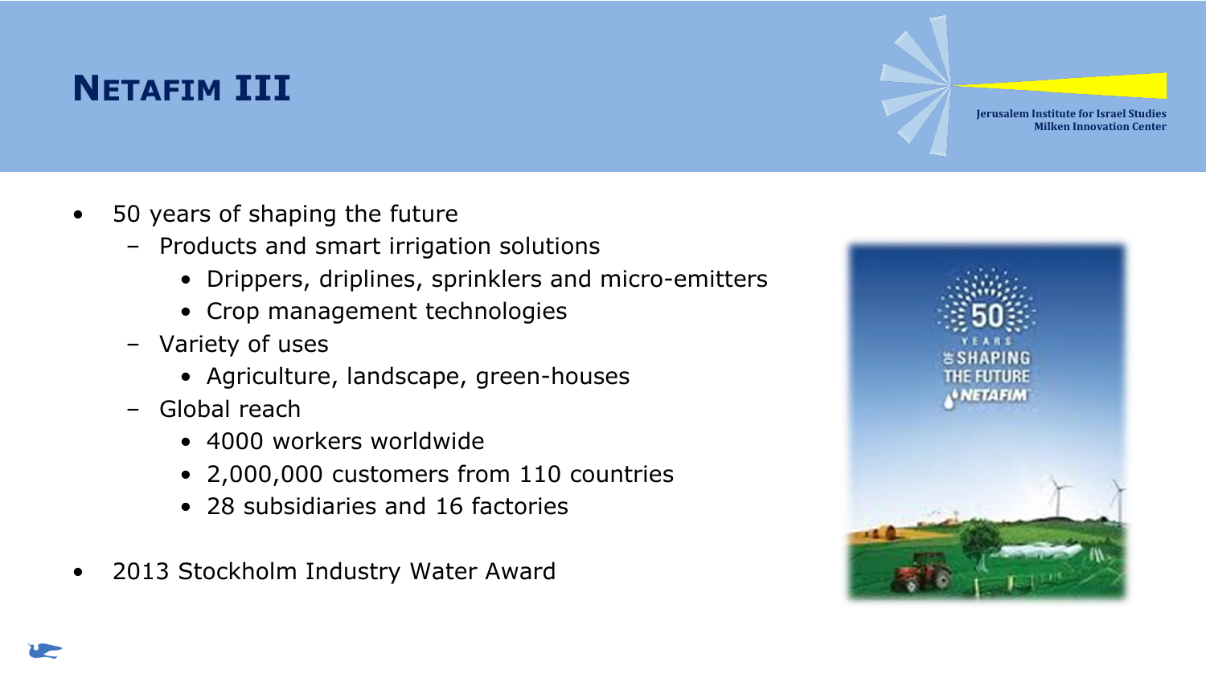# Netafim III

- 50 years of shaping the future
  - Products and smart irrigation solutions
    - Drippers, driplines, sprinklers and micro-emitters
    - Crop management technologies
  - Variety of uses
    - Agriculture, landscape, green-houses
  - Global reach
    - 4000 workers worldwide
    - 2,000,000 customers from 110 countries
    - 28 subsidiaries and 16 factories
- 2013 Stockholm Industry Water Award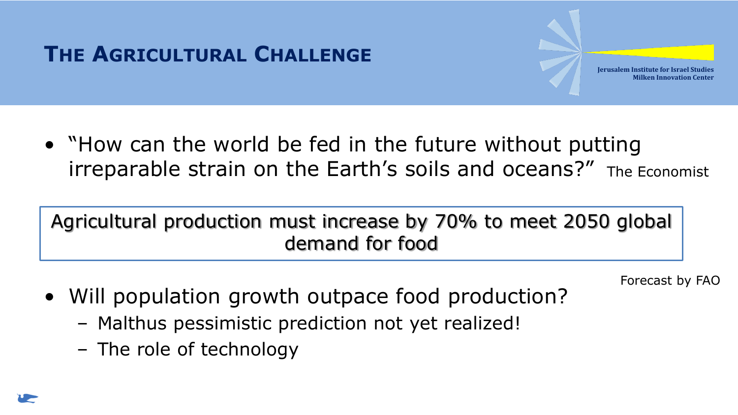# THE AGRICULTURAL CHALLENGE

- "How can the world be fed in the future without putting irreparable strain on the Earth's soils and oceans?" The Economist

Agricultural production must increase by 70% to meet 2050 global demand for food

Forecast by FAO

- Will population growth outpace food production?
  - Malthus pessimistic prediction not yet realized!
  - The role of technology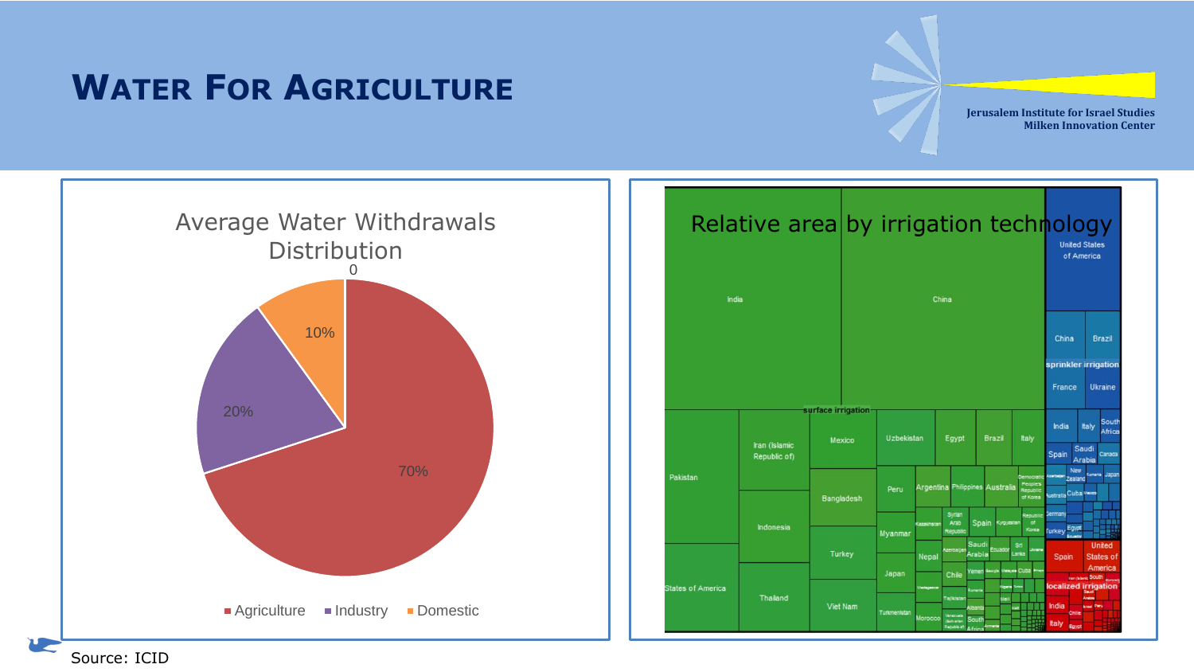# Water For Agriculture

Jerusalem Institute for Israel Studies
Milken Innovation Center

## Average Water Withdrawals Distribution

0

| Sector | Share |
|---|---|
| Agriculture | 70% |
| Industry | 20% |
| Domestic | 10% |

## Relative area by irrigation technology

**surface irrigation**: India, China, Pakistan, Iran (Islamic Republic of), Mexico, Uzbekistan, Egypt, Brazil, Italy, Bangladesh, Indonesia, Peru, Argentina, Philippines, Australia, Democratic People's Republic of Korea, States of America, Thailand, Turkey, Myanmar, Kazakhstan, Syrian Arab Republic, Spain, Kyrgyzstan, Republic of Korea, Nepal, Azerbaijan, Saudi Arabia, Ecuador, Sri Lanka, Japan, Chile, Yemen, Cuba, Madagascar, Romania, Tajikistan, Viet Nam, Turkmenistan, Morocco, Albania, Venezuela, South Africa

**sprinkler irrigation**: United States of America, China, Brazil, France, Ukraine, India, Italy, South Africa, Spain, Saudi Arabia, Canada, New Zealand, Japan, Australia, Cuba, Germany, Turkey, Egypt

**localized irrigation**: Spain, United States of America, India, Italy, Chile, Egypt, South Africa, Saudi Arabia, Israel, Peru

Source: ICID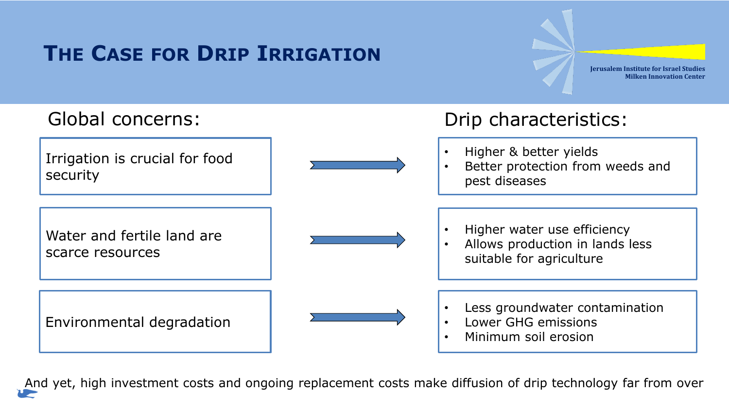# THE CASE FOR DRIP IRRIGATION

Jerusalem Institute for Israel Studies
Milken Innovation Center

| Global concerns: | Drip characteristics: |
| --- | --- |
| Irrigation is crucial for food security | • Higher & better yields<br>• Better protection from weeds and pest diseases |
| Water and fertile land are scarce resources | • Higher water use efficiency<br>• Allows production in lands less suitable for agriculture |
| Environmental degradation | • Less groundwater contamination<br>• Lower GHG emissions<br>• Minimum soil erosion |

And yet, high investment costs and ongoing replacement costs make diffusion of drip technology far from over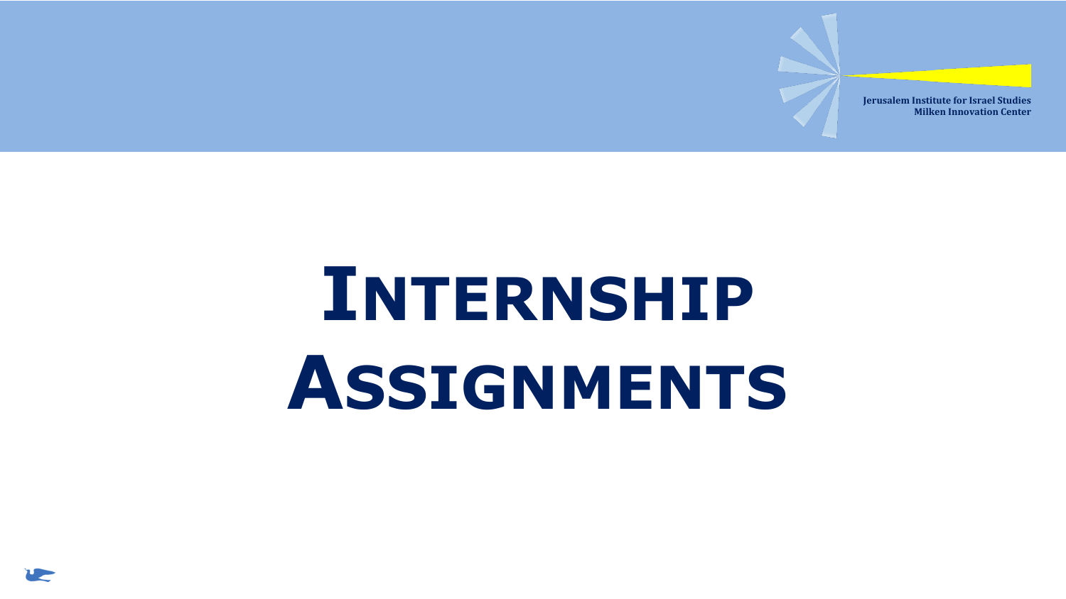# Internship Assignments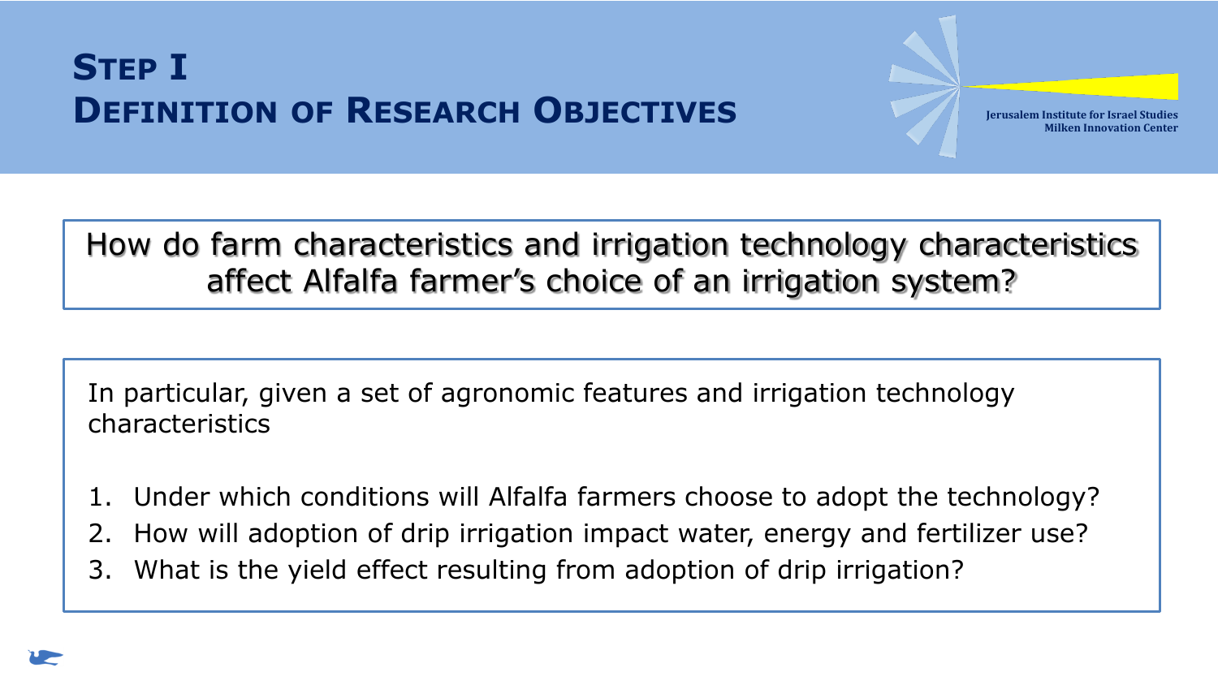# Step I
# Definition of Research Objectives

How do farm characteristics and irrigation technology characteristics affect Alfalfa farmer's choice of an irrigation system?

In particular, given a set of agronomic features and irrigation technology characteristics

1. Under which conditions will Alfalfa farmers choose to adopt the technology?
2. How will adoption of drip irrigation impact water, energy and fertilizer use?
3. What is the yield effect resulting from adoption of drip irrigation?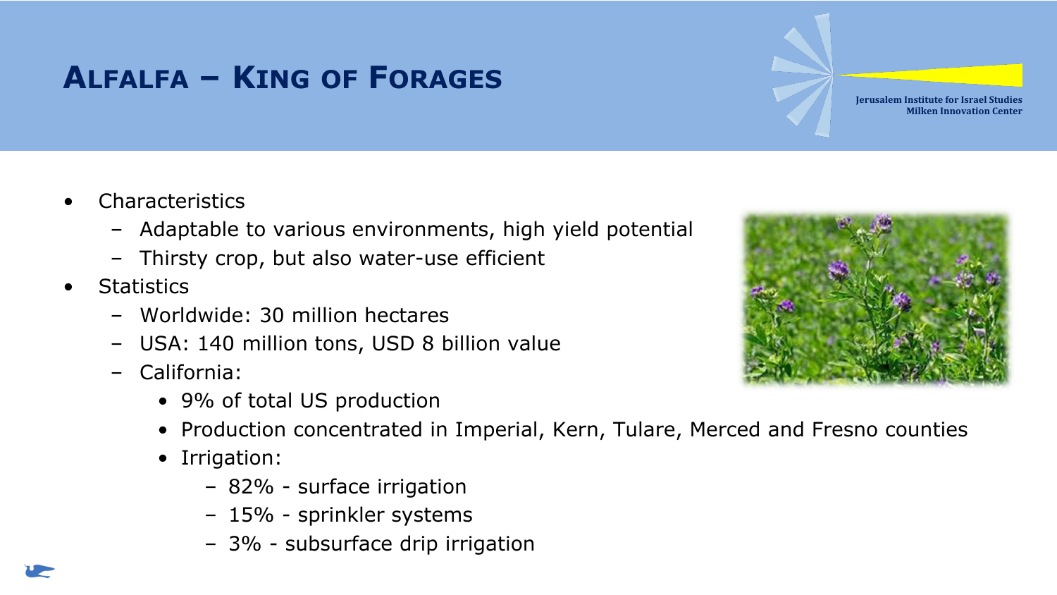# Alfalfa – King of Forages

- Characteristics
  - Adaptable to various environments, high yield potential
  - Thirsty crop, but also water-use efficient
- Statistics
  - Worldwide: 30 million hectares
  - USA: 140 million tons, USD 8 billion value
  - California:
    - 9% of total US production
    - Production concentrated in Imperial, Kern, Tulare, Merced and Fresno counties
    - Irrigation:
      - 82% - surface irrigation
      - 15% - sprinkler systems
      - 3% - subsurface drip irrigation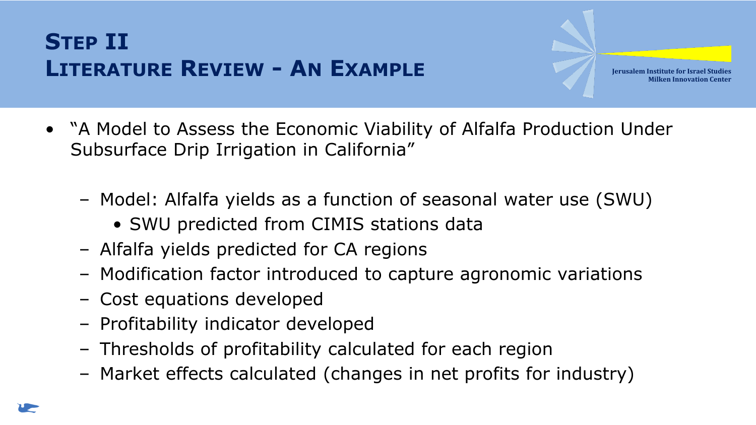# Step II
# Literature Review - An Example

- "A Model to Assess the Economic Viability of Alfalfa Production Under Subsurface Drip Irrigation in California"
  - Model: Alfalfa yields as a function of seasonal water use (SWU)
    - SWU predicted from CIMIS stations data
  - Alfalfa yields predicted for CA regions
  - Modification factor introduced to capture agronomic variations
  - Cost equations developed
  - Profitability indicator developed
  - Thresholds of profitability calculated for each region
  - Market effects calculated (changes in net profits for industry)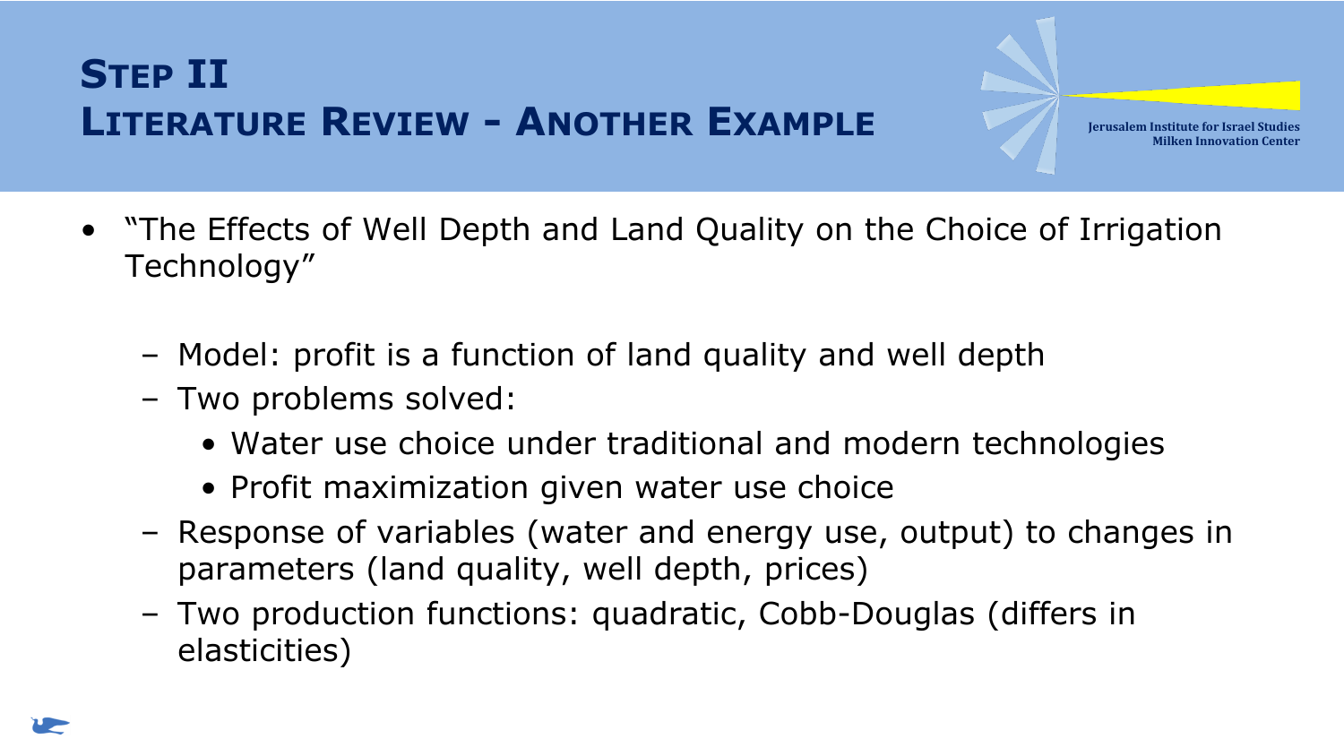# Step II
# Literature Review - Another Example

- "The Effects of Well Depth and Land Quality on the Choice of Irrigation Technology"
  - Model: profit is a function of land quality and well depth
  - Two problems solved:
    - Water use choice under traditional and modern technologies
    - Profit maximization given water use choice
  - Response of variables (water and energy use, output) to changes in parameters (land quality, well depth, prices)
  - Two production functions: quadratic, Cobb-Douglas (differs in elasticities)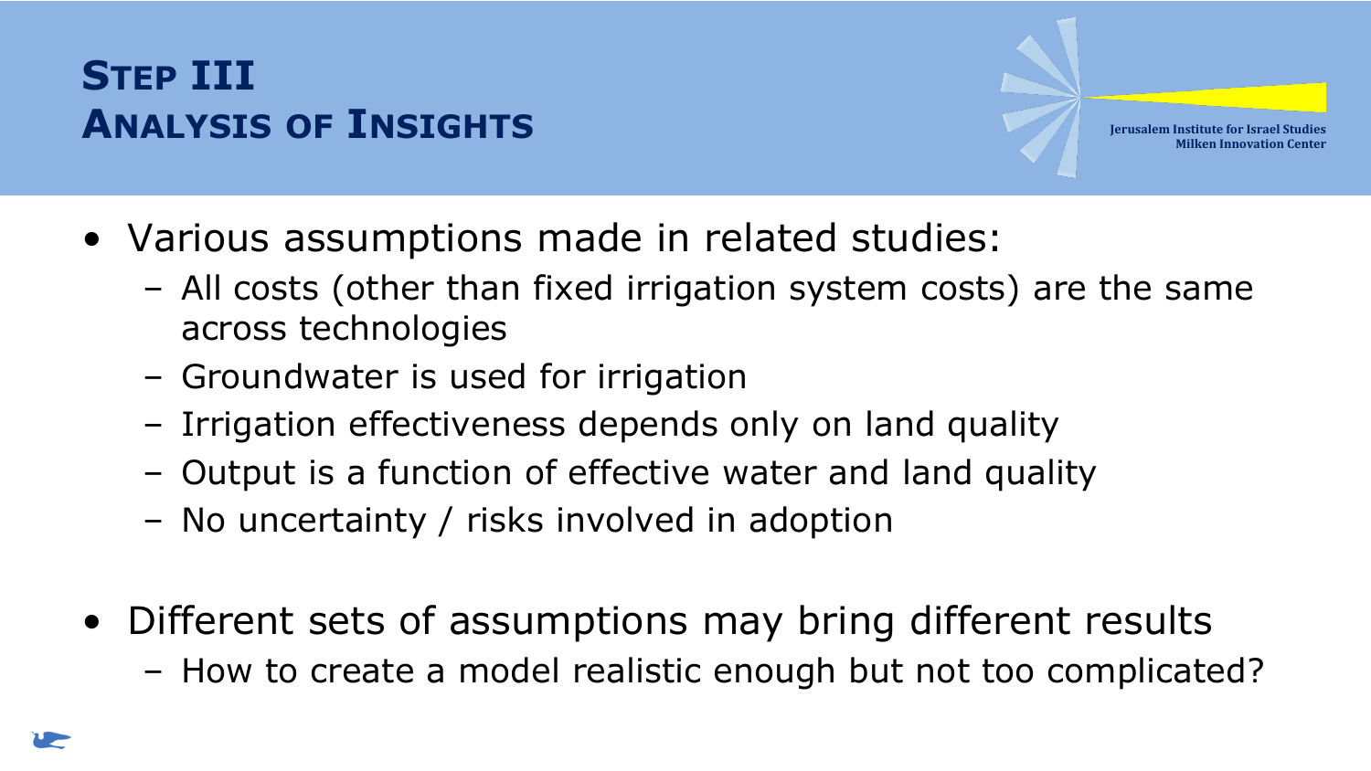# Step III
# Analysis of Insights

- Various assumptions made in related studies:
  - All costs (other than fixed irrigation system costs) are the same across technologies
  - Groundwater is used for irrigation
  - Irrigation effectiveness depends only on land quality
  - Output is a function of effective water and land quality
  - No uncertainty / risks involved in adoption

- Different sets of assumptions may bring different results
  - How to create a model realistic enough but not too complicated?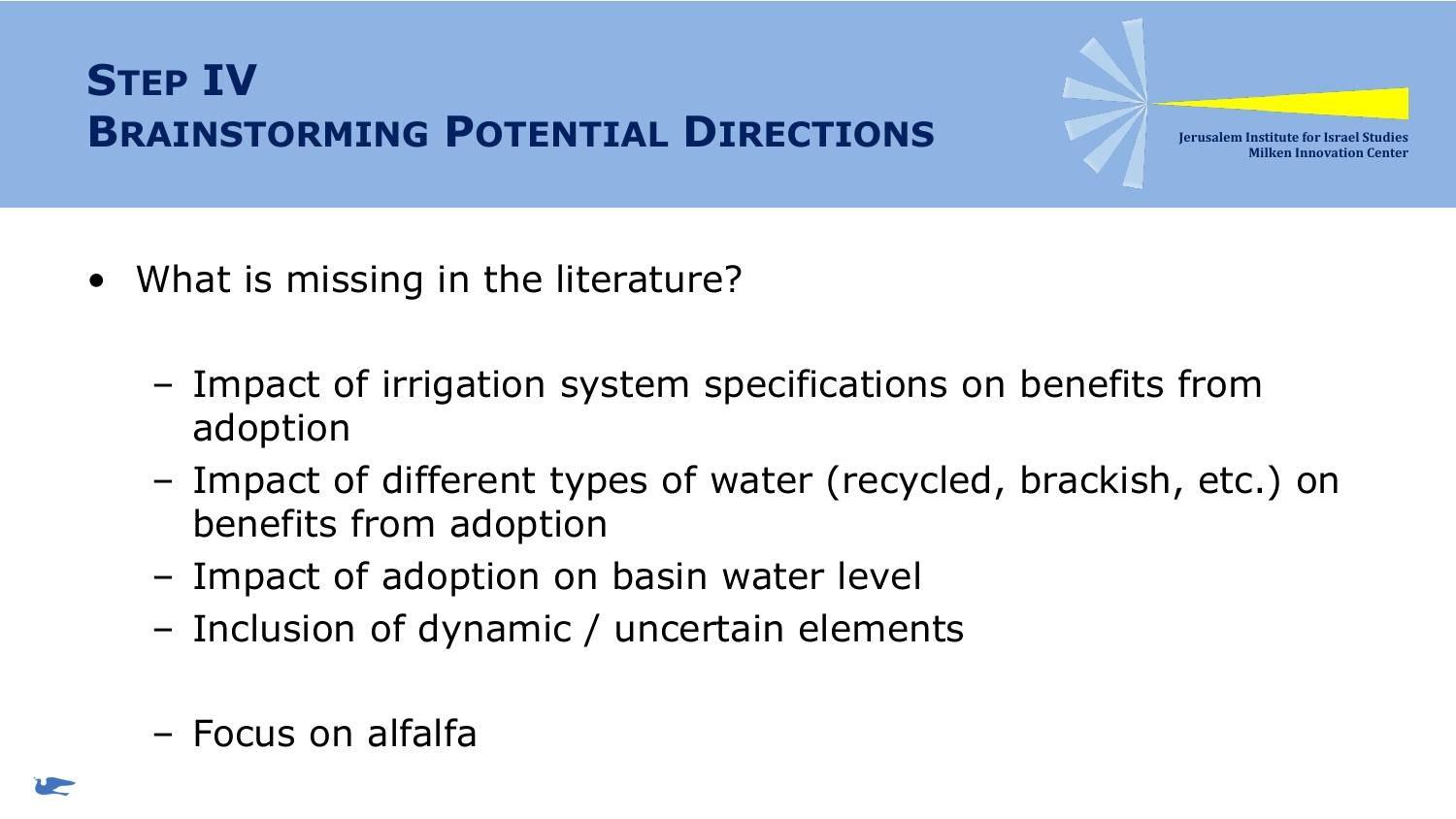# Step IV
# Brainstorming Potential Directions

- What is missing in the literature?
  - Impact of irrigation system specifications on benefits from adoption
  - Impact of different types of water (recycled, brackish, etc.) on benefits from adoption
  - Impact of adoption on basin water level
  - Inclusion of dynamic / uncertain elements
  - Focus on alfalfa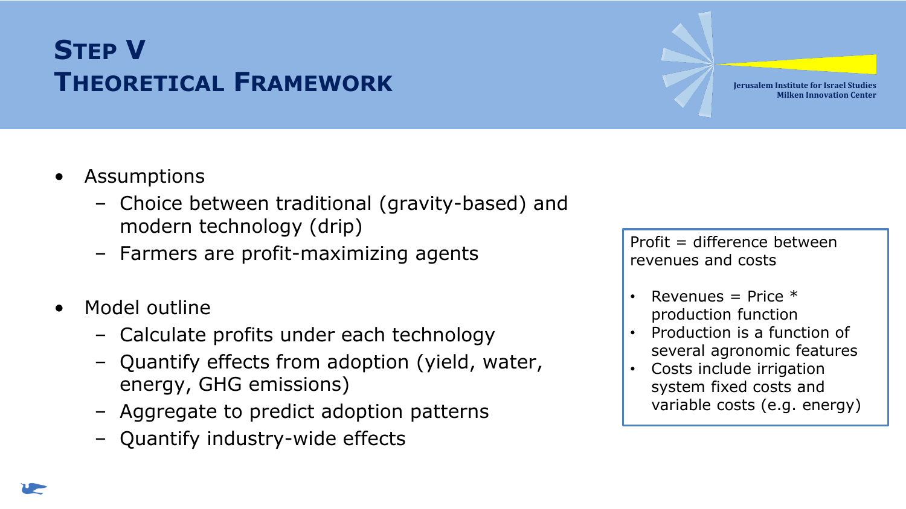# Step V
# Theoretical Framework

- Assumptions
  - Choice between traditional (gravity-based) and modern technology (drip)
  - Farmers are profit-maximizing agents

- Model outline
  - Calculate profits under each technology
  - Quantify effects from adoption (yield, water, energy, GHG emissions)
  - Aggregate to predict adoption patterns
  - Quantify industry-wide effects

Profit = difference between revenues and costs

- Revenues = Price * production function
- Production is a function of several agronomic features
- Costs include irrigation system fixed costs and variable costs (e.g. energy)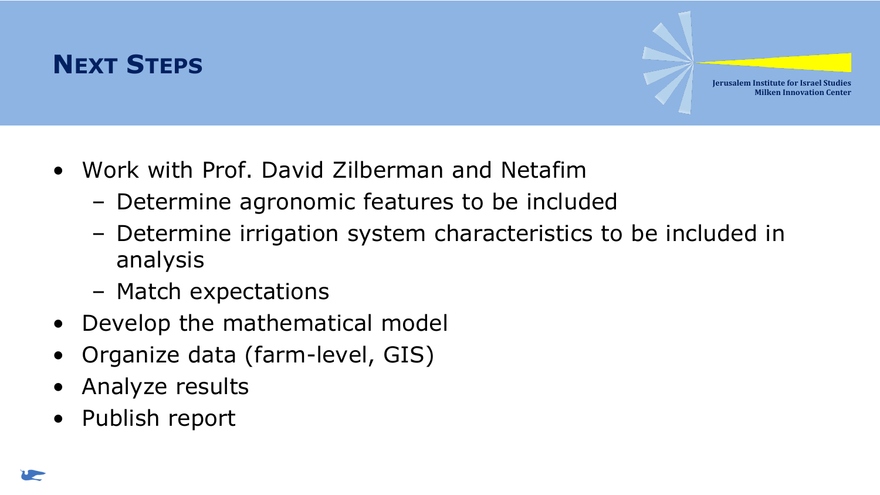## Next Steps

- Work with Prof. David Zilberman and Netafim
  - Determine agronomic features to be included
  - Determine irrigation system characteristics to be included in analysis
  - Match expectations
- Develop the mathematical model
- Organize data (farm-level, GIS)
- Analyze results
- Publish report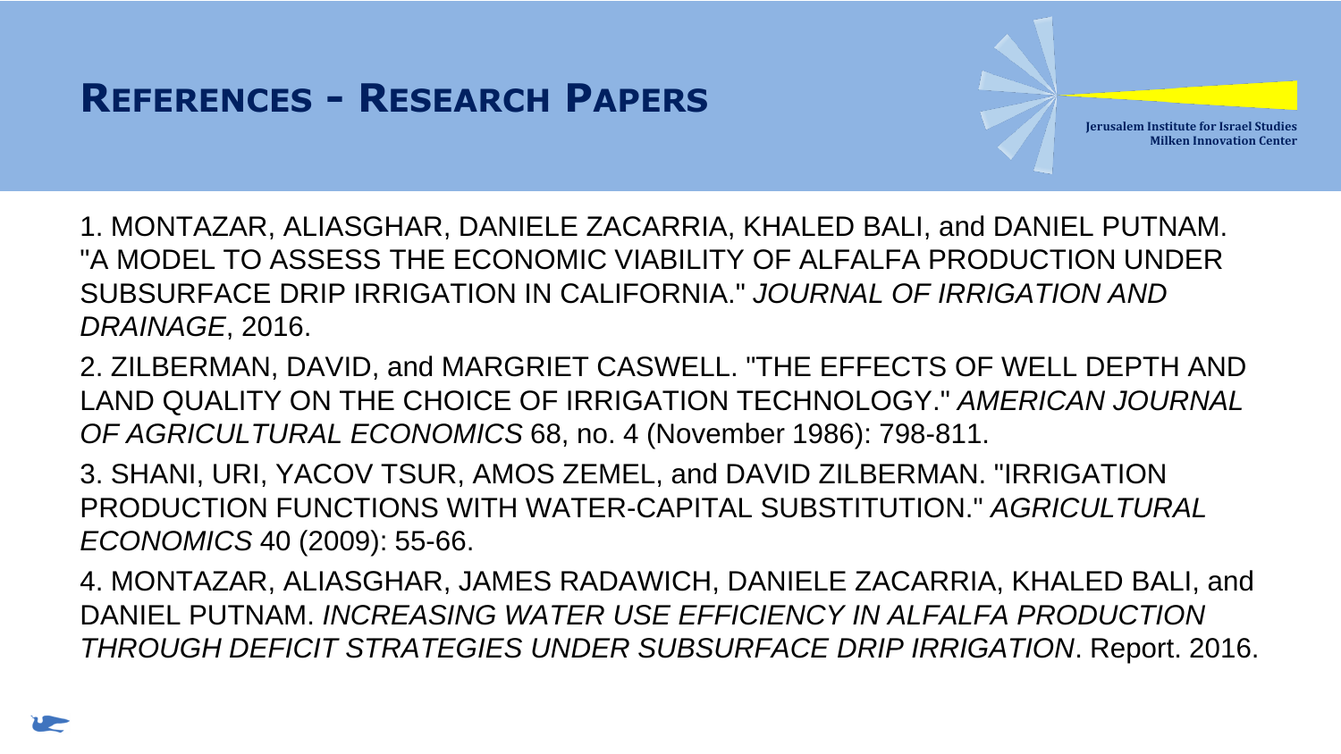## REFERENCES - RESEARCH PAPERS

1. MONTAZAR, ALIASGHAR, DANIELE ZACARRIA, KHALED BALI, and DANIEL PUTNAM. "A MODEL TO ASSESS THE ECONOMIC VIABILITY OF ALFALFA PRODUCTION UNDER SUBSURFACE DRIP IRRIGATION IN CALIFORNIA." *JOURNAL OF IRRIGATION AND DRAINAGE*, 2016.

2. ZILBERMAN, DAVID, and MARGRIET CASWELL. "THE EFFECTS OF WELL DEPTH AND LAND QUALITY ON THE CHOICE OF IRRIGATION TECHNOLOGY." *AMERICAN JOURNAL OF AGRICULTURAL ECONOMICS* 68, no. 4 (November 1986): 798-811.

3. SHANI, URI, YACOV TSUR, AMOS ZEMEL, and DAVID ZILBERMAN. "IRRIGATION PRODUCTION FUNCTIONS WITH WATER-CAPITAL SUBSTITUTION." *AGRICULTURAL ECONOMICS* 40 (2009): 55-66.

4. MONTAZAR, ALIASGHAR, JAMES RADAWICH, DANIELE ZACARRIA, KHALED BALI, and DANIEL PUTNAM. *INCREASING WATER USE EFFICIENCY IN ALFALFA PRODUCTION THROUGH DEFICIT STRATEGIES UNDER SUBSURFACE DRIP IRRIGATION*. Report. 2016.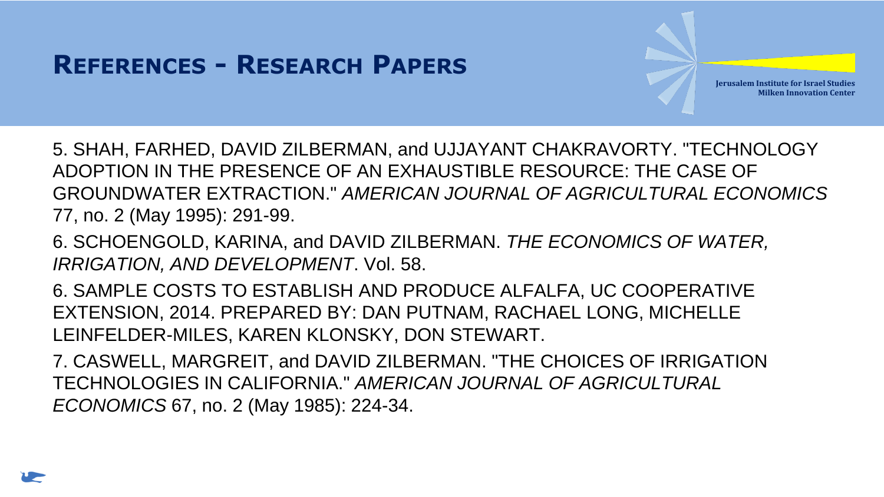## REFERENCES - RESEARCH PAPERS

5. SHAH, FARHED, DAVID ZILBERMAN, and UJJAYANT CHAKRAVORTY. "TECHNOLOGY ADOPTION IN THE PRESENCE OF AN EXHAUSTIBLE RESOURCE: THE CASE OF GROUNDWATER EXTRACTION." *AMERICAN JOURNAL OF AGRICULTURAL ECONOMICS* 77, no. 2 (May 1995): 291-99.

6. SCHOENGOLD, KARINA, and DAVID ZILBERMAN. *THE ECONOMICS OF WATER, IRRIGATION, AND DEVELOPMENT*. Vol. 58.

6. SAMPLE COSTS TO ESTABLISH AND PRODUCE ALFALFA, UC COOPERATIVE EXTENSION, 2014. PREPARED BY: DAN PUTNAM, RACHAEL LONG, MICHELLE LEINFELDER-MILES, KAREN KLONSKY, DON STEWART.

7. CASWELL, MARGREIT, and DAVID ZILBERMAN. "THE CHOICES OF IRRIGATION TECHNOLOGIES IN CALIFORNIA." *AMERICAN JOURNAL OF AGRICULTURAL ECONOMICS* 67, no. 2 (May 1985): 224-34.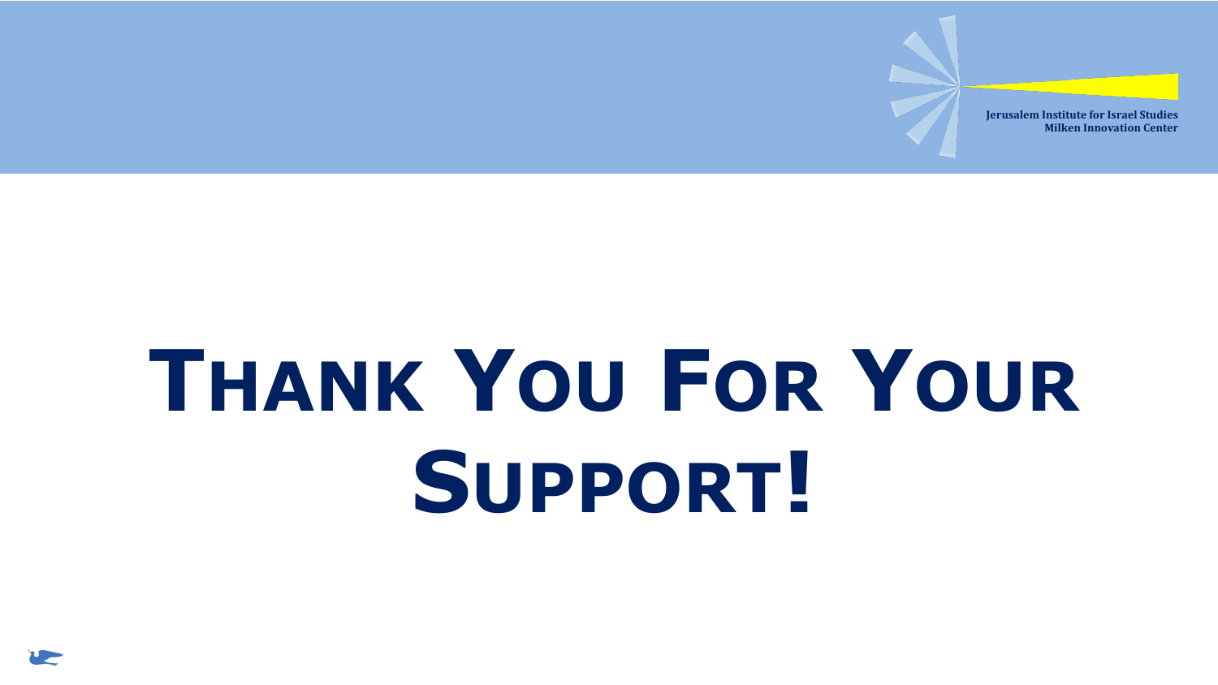Jerusalem Institute for Israel Studies
Milken Innovation Center

# Thank You For Your Support!